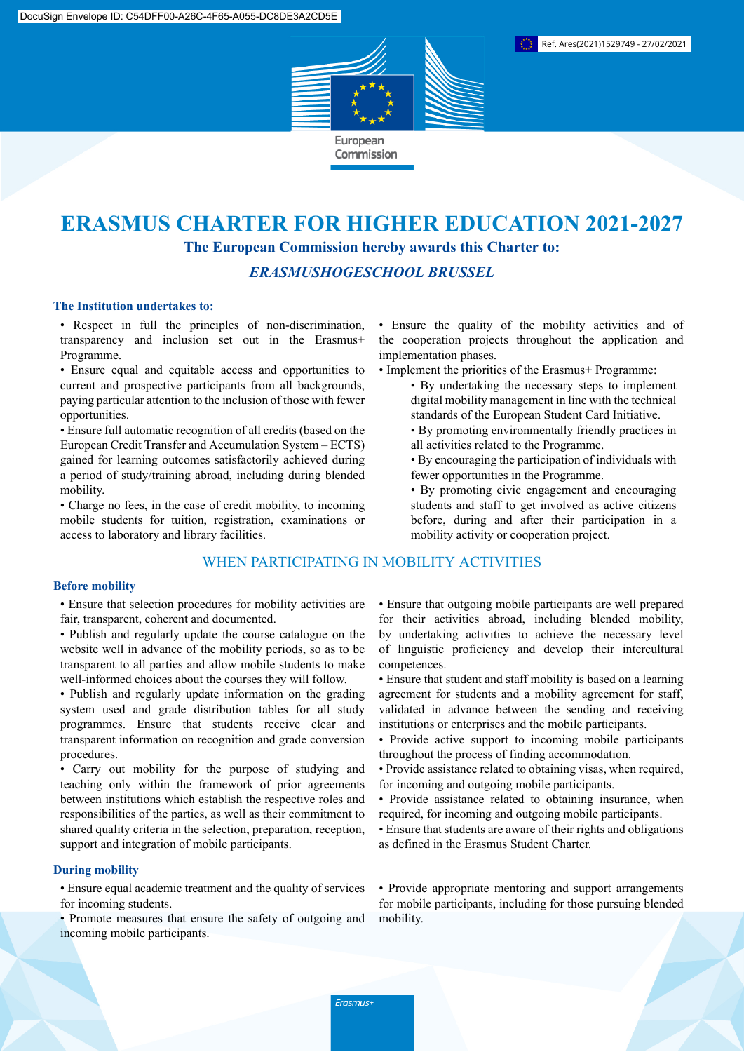DocuSign Envelope ID: C54DFF00-A26C-4F65-A055-DC8DE3A2CD5E

Ref. Ares(2021)1529749 - 27/02/2021

European Commission

# ERASMUS CHARTER FOR HIGHER EDUCATION 2021-2027

**The European Commission hereby awards this Charter to:**

***ERASMUSHOGESCHOOL BRUSSEL***

### The Institution undertakes to:

- Respect in full the principles of non-discrimination, transparency and inclusion set out in the Erasmus+ Programme.
- Ensure equal and equitable access and opportunities to current and prospective participants from all backgrounds, paying particular attention to the inclusion of those with fewer opportunities.
- Ensure full automatic recognition of all credits (based on the European Credit Transfer and Accumulation System – ECTS) gained for learning outcomes satisfactorily achieved during a period of study/training abroad, including during blended mobility.
- Charge no fees, in the case of credit mobility, to incoming mobile students for tuition, registration, examinations or access to laboratory and library facilities.
- Ensure the quality of the mobility activities and of the cooperation projects throughout the application and implementation phases.
- Implement the priorities of the Erasmus+ Programme:
  - By undertaking the necessary steps to implement digital mobility management in line with the technical standards of the European Student Card Initiative.
  - By promoting environmentally friendly practices in all activities related to the Programme.
  - By encouraging the participation of individuals with fewer opportunities in the Programme.
  - By promoting civic engagement and encouraging students and staff to get involved as active citizens before, during and after their participation in a mobility activity or cooperation project.

## WHEN PARTICIPATING IN MOBILITY ACTIVITIES

### Before mobility

- Ensure that selection procedures for mobility activities are fair, transparent, coherent and documented.
- Publish and regularly update the course catalogue on the website well in advance of the mobility periods, so as to be transparent to all parties and allow mobile students to make well-informed choices about the courses they will follow.
- Publish and regularly update information on the grading system used and grade distribution tables for all study programmes. Ensure that students receive clear and transparent information on recognition and grade conversion procedures.
- Carry out mobility for the purpose of studying and teaching only within the framework of prior agreements between institutions which establish the respective roles and responsibilities of the parties, as well as their commitment to shared quality criteria in the selection, preparation, reception, support and integration of mobile participants.
- Ensure that outgoing mobile participants are well prepared for their activities abroad, including blended mobility, by undertaking activities to achieve the necessary level of linguistic proficiency and develop their intercultural competences.
- Ensure that student and staff mobility is based on a learning agreement for students and a mobility agreement for staff, validated in advance between the sending and receiving institutions or enterprises and the mobile participants.
- Provide active support to incoming mobile participants throughout the process of finding accommodation.
- Provide assistance related to obtaining visas, when required, for incoming and outgoing mobile participants.
- Provide assistance related to obtaining insurance, when required, for incoming and outgoing mobile participants.
- Ensure that students are aware of their rights and obligations as defined in the Erasmus Student Charter.

### During mobility

- Ensure equal academic treatment and the quality of services for incoming students.
- Promote measures that ensure the safety of outgoing and incoming mobile participants.
- Provide appropriate mentoring and support arrangements for mobile participants, including for those pursuing blended mobility.

Erasmus+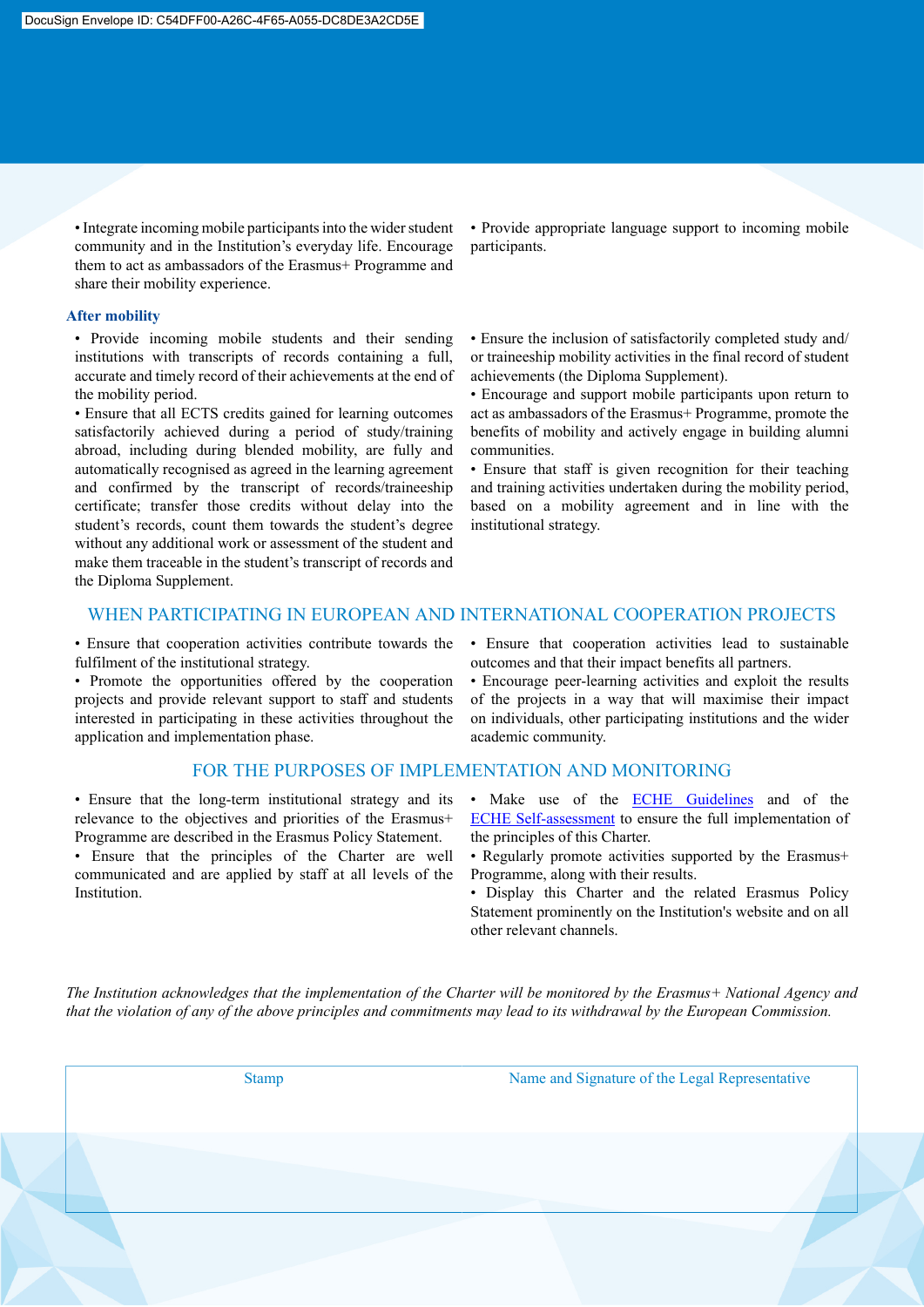- Integrate incoming mobile participants into the wider student community and in the Institution's everyday life. Encourage them to act as ambassadors of the Erasmus+ Programme and share their mobility experience.
- Provide appropriate language support to incoming mobile participants.

### After mobility

- Provide incoming mobile students and their sending institutions with transcripts of records containing a full, accurate and timely record of their achievements at the end of the mobility period.
- Ensure that all ECTS credits gained for learning outcomes satisfactorily achieved during a period of study/training abroad, including during blended mobility, are fully and automatically recognised as agreed in the learning agreement and confirmed by the transcript of records/traineeship certificate; transfer those credits without delay into the student's records, count them towards the student's degree without any additional work or assessment of the student and make them traceable in the student's transcript of records and the Diploma Supplement.
- Ensure the inclusion of satisfactorily completed study and/or traineeship mobility activities in the final record of student achievements (the Diploma Supplement).
- Encourage and support mobile participants upon return to act as ambassadors of the Erasmus+ Programme, promote the benefits of mobility and actively engage in building alumni communities.
- Ensure that staff is given recognition for their teaching and training activities undertaken during the mobility period, based on a mobility agreement and in line with the institutional strategy.

## WHEN PARTICIPATING IN EUROPEAN AND INTERNATIONAL COOPERATION PROJECTS

- Ensure that cooperation activities contribute towards the fulfilment of the institutional strategy.
- Promote the opportunities offered by the cooperation projects and provide relevant support to staff and students interested in participating in these activities throughout the application and implementation phase.
- Ensure that cooperation activities lead to sustainable outcomes and that their impact benefits all partners.
- Encourage peer-learning activities and exploit the results of the projects in a way that will maximise their impact on individuals, other participating institutions and the wider academic community.

## FOR THE PURPOSES OF IMPLEMENTATION AND MONITORING

- Ensure that the long-term institutional strategy and its relevance to the objectives and priorities of the Erasmus+ Programme are described in the Erasmus Policy Statement.
- Ensure that the principles of the Charter are well communicated and are applied by staff at all levels of the Institution.
- Make use of the ECHE Guidelines and of the ECHE Self-assessment to ensure the full implementation of the principles of this Charter.
- Regularly promote activities supported by the Erasmus+ Programme, along with their results.
- Display this Charter and the related Erasmus Policy Statement prominently on the Institution's website and on all other relevant channels.

*The Institution acknowledges that the implementation of the Charter will be monitored by the Erasmus+ National Agency and that the violation of any of the above principles and commitments may lead to its withdrawal by the European Commission.*

| Stamp | Name and Signature of the Legal Representative |
| --- | --- |
| | |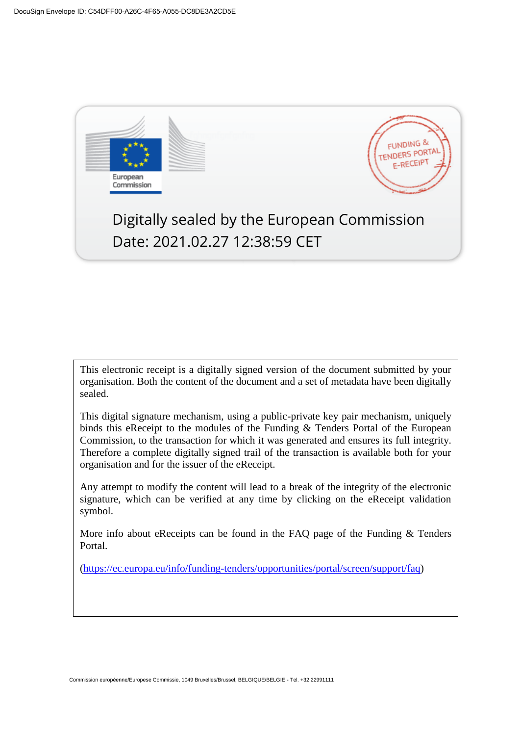DocuSign Envelope ID: C54DFF00-A26C-4F65-A055-DC8DE3A2CD5E

European Commission

FUNDING & TENDERS PORTAL E-RECEIPT

Digitally sealed by the European Commission
Date: 2021.02.27 12:38:59 CET

This electronic receipt is a digitally signed version of the document submitted by your organisation. Both the content of the document and a set of metadata have been digitally sealed.

This digital signature mechanism, using a public-private key pair mechanism, uniquely binds this eReceipt to the modules of the Funding & Tenders Portal of the European Commission, to the transaction for which it was generated and ensures its full integrity. Therefore a complete digitally signed trail of the transaction is available both for your organisation and for the issuer of the eReceipt.

Any attempt to modify the content will lead to a break of the integrity of the electronic signature, which can be verified at any time by clicking on the eReceipt validation symbol.

More info about eReceipts can be found in the FAQ page of the Funding & Tenders Portal.

(https://ec.europa.eu/info/funding-tenders/opportunities/portal/screen/support/faq)

Commission européenne/Europese Commissie, 1049 Bruxelles/Brussel, BELGIQUE/BELGIË - Tel. +32 22991111